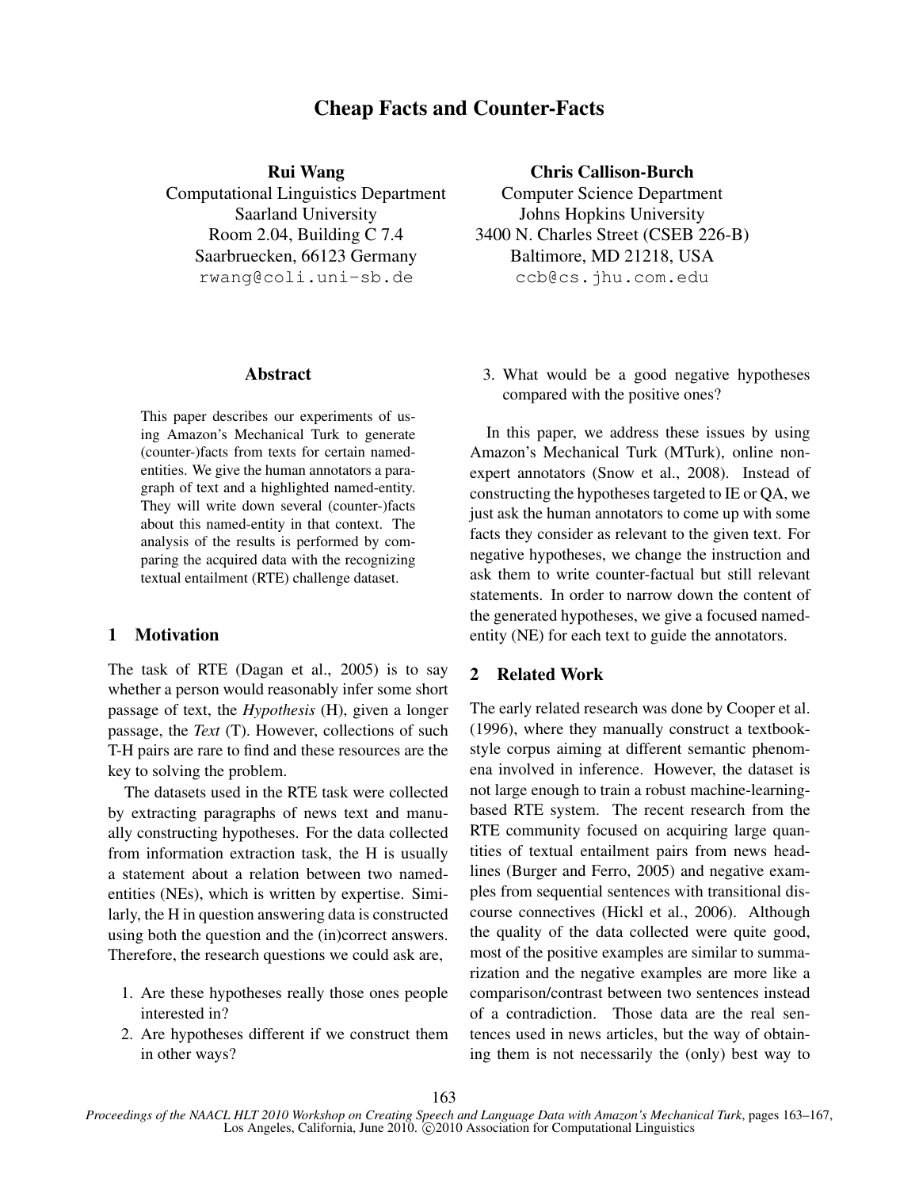# Cheap Facts and Counter-Facts

**Rui Wang**
Computational Linguistics Department
Saarland University
Room 2.04, Building C 7.4
Saarbruecken, 66123 Germany
rwang@coli.uni-sb.de

**Chris Callison-Burch**
Computer Science Department
Johns Hopkins University
3400 N. Charles Street (CSEB 226-B)
Baltimore, MD 21218, USA
ccb@cs.jhu.com.edu

## Abstract

This paper describes our experiments of using Amazon's Mechanical Turk to generate (counter-)facts from texts for certain named-entities. We give the human annotators a paragraph of text and a highlighted named-entity. They will write down several (counter-)facts about this named-entity in that context. The analysis of the results is performed by comparing the acquired data with the recognizing textual entailment (RTE) challenge dataset.

## 1 Motivation

The task of RTE (Dagan et al., 2005) is to say whether a person would reasonably infer some short passage of text, the *Hypothesis* (H), given a longer passage, the *Text* (T). However, collections of such T-H pairs are rare to find and these resources are the key to solving the problem.

The datasets used in the RTE task were collected by extracting paragraphs of news text and manually constructing hypotheses. For the data collected from information extraction task, the H is usually a statement about a relation between two named-entities (NEs), which is written by expertise. Similarly, the H in question answering data is constructed using both the question and the (in)correct answers. Therefore, the research questions we could ask are,

1. Are these hypotheses really those ones people interested in?
2. Are hypotheses different if we construct them in other ways?
3. What would be a good negative hypotheses compared with the positive ones?

In this paper, we address these issues by using Amazon's Mechanical Turk (MTurk), online non-expert annotators (Snow et al., 2008). Instead of constructing the hypotheses targeted to IE or QA, we just ask the human annotators to come up with some facts they consider as relevant to the given text. For negative hypotheses, we change the instruction and ask them to write counter-factual but still relevant statements. In order to narrow down the content of the generated hypotheses, we give a focused named-entity (NE) for each text to guide the annotators.

## 2 Related Work

The early related research was done by Cooper et al. (1996), where they manually construct a textbook-style corpus aiming at different semantic phenomena involved in inference. However, the dataset is not large enough to train a robust machine-learning-based RTE system. The recent research from the RTE community focused on acquiring large quantities of textual entailment pairs from news headlines (Burger and Ferro, 2005) and negative examples from sequential sentences with transitional discourse connectives (Hickl et al., 2006). Although the quality of the data collected were quite good, most of the positive examples are similar to summarization and the negative examples are more like a comparison/contrast between two sentences instead of a contradiction. Those data are the real sentences used in news articles, but the way of obtaining them is not necessarily the (only) best way to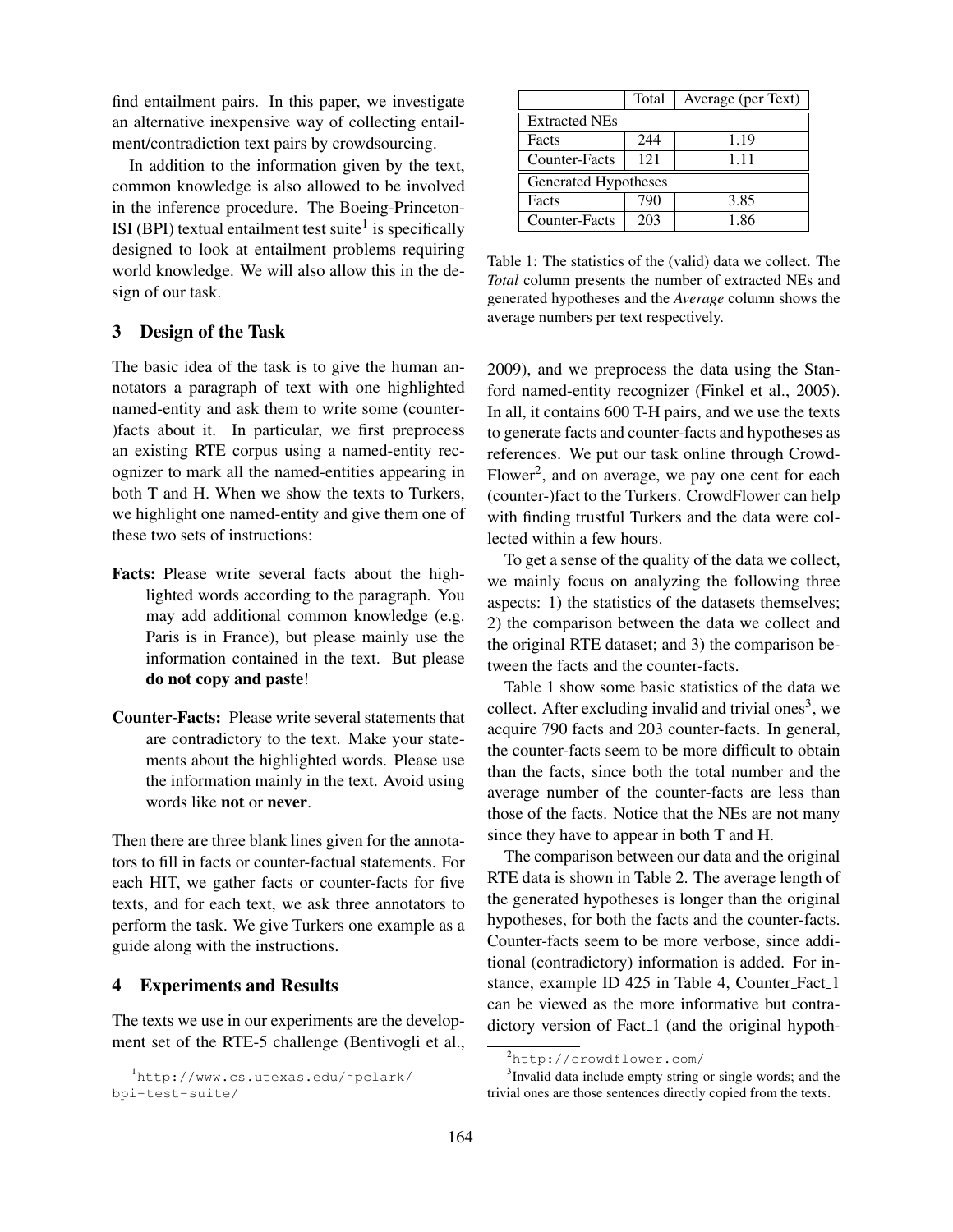find entailment pairs. In this paper, we investigate an alternative inexpensive way of collecting entailment/contradiction text pairs by crowdsourcing.

In addition to the information given by the text, common knowledge is also allowed to be involved in the inference procedure. The Boeing-Princeton-ISI (BPI) textual entailment test suite[1] is specifically designed to look at entailment problems requiring world knowledge. We will also allow this in the design of our task.

## 3 Design of the Task

The basic idea of the task is to give the human annotators a paragraph of text with one highlighted named-entity and ask them to write some (counter-)facts about it. In particular, we first preprocess an existing RTE corpus using a named-entity recognizer to mark all the named-entities appearing in both T and H. When we show the texts to Turkers, we highlight one named-entity and give them one of these two sets of instructions:

**Facts:** Please write several facts about the highlighted words according to the paragraph. You may add additional common knowledge (e.g. Paris is in France), but please mainly use the information contained in the text. But please **do not copy and paste**!

**Counter-Facts:** Please write several statements that are contradictory to the text. Make your statements about the highlighted words. Please use the information mainly in the text. Avoid using words like **not** or **never**.

Then there are three blank lines given for the annotators to fill in facts or counter-factual statements. For each HIT, we gather facts or counter-facts for five texts, and for each text, we ask three annotators to perform the task. We give Turkers one example as a guide along with the instructions.

## 4 Experiments and Results

The texts we use in our experiments are the development set of the RTE-5 challenge (Bentivogli et al., 2009), and we preprocess the data using the Stanford named-entity recognizer (Finkel et al., 2005). In all, it contains 600 T-H pairs, and we use the texts to generate facts and counter-facts and hypotheses as references. We put our task online through CrowdFlower[2], and on average, we pay one cent for each (counter-)fact to the Turkers. CrowdFlower can help with finding trustful Turkers and the data were collected within a few hours.

|  | Total | Average (per Text) |
|---|---|---|
| Extracted NEs | | |
| Facts | 244 | 1.19 |
| Counter-Facts | 121 | 1.11 |
| Generated Hypotheses | | |
| Facts | 790 | 3.85 |
| Counter-Facts | 203 | 1.86 |

Table 1: The statistics of the (valid) data we collect. The *Total* column presents the number of extracted NEs and generated hypotheses and the *Average* column shows the average numbers per text respectively.

To get a sense of the quality of the data we collect, we mainly focus on analyzing the following three aspects: 1) the statistics of the datasets themselves; 2) the comparison between the data we collect and the original RTE dataset; and 3) the comparison between the facts and the counter-facts.

Table 1 show some basic statistics of the data we collect. After excluding invalid and trivial ones[3], we acquire 790 facts and 203 counter-facts. In general, the counter-facts seem to be more difficult to obtain than the facts, since both the total number and the average number of the counter-facts are less than those of the facts. Notice that the NEs are not many since they have to appear in both T and H.

The comparison between our data and the original RTE data is shown in Table 2. The average length of the generated hypotheses is longer than the original hypotheses, for both the facts and the counter-facts. Counter-facts seem to be more verbose, since additional (contradictory) information is added. For instance, example ID 425 in Table 4, Counter_Fact_1 can be viewed as the more informative but contradictory version of Fact_1 (and the original hypoth-

[1] http://www.cs.utexas.edu/~pclark/bpi-test-suite/

[2] http://crowdflower.com/

[3] Invalid data include empty string or single words; and the trivial ones are those sentences directly copied from the texts.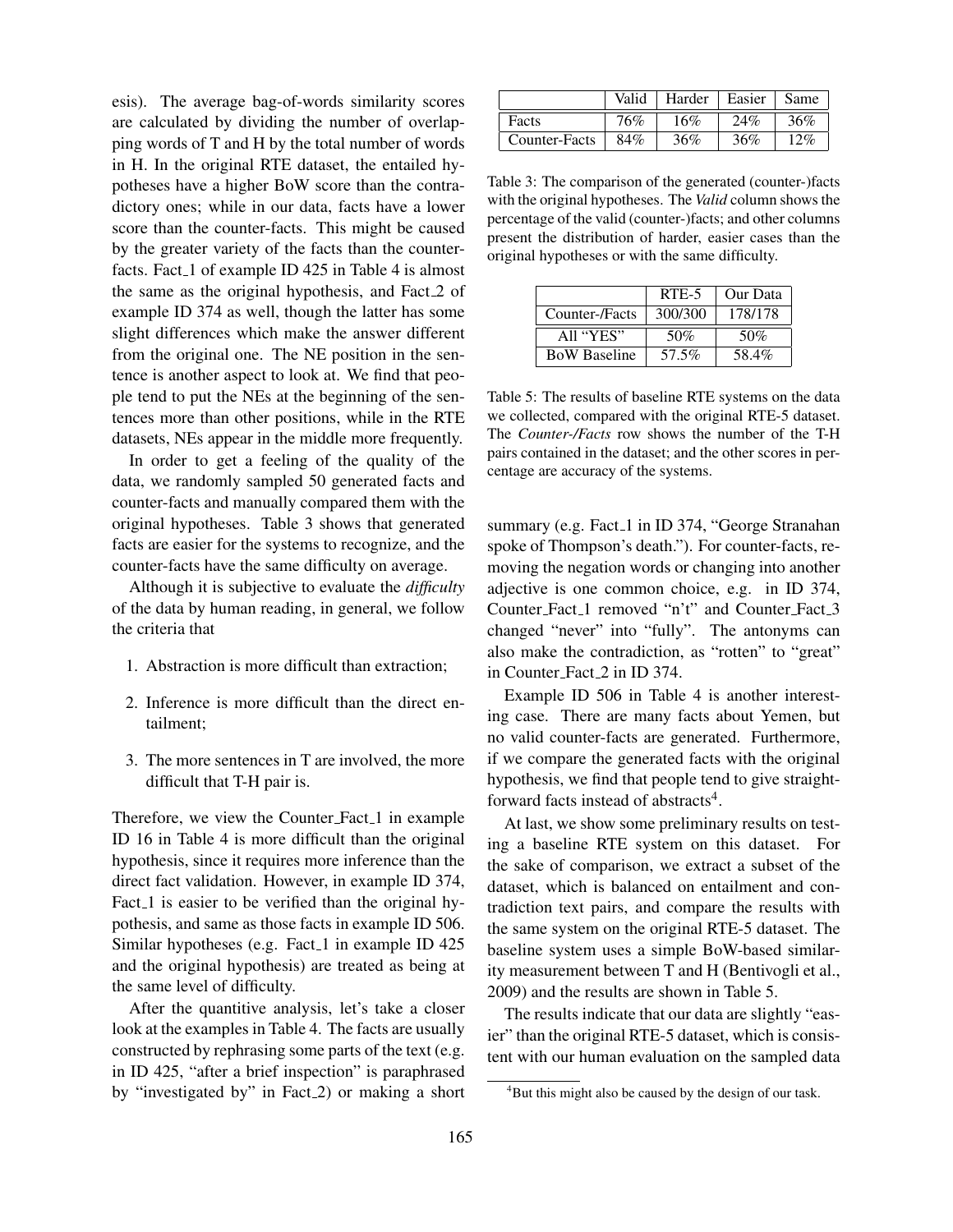esis). The average bag-of-words similarity scores are calculated by dividing the number of overlapping words of T and H by the total number of words in H. In the original RTE dataset, the entailed hypotheses have a higher BoW score than the contradictory ones; while in our data, facts have a lower score than the counter-facts. This might be caused by the greater variety of the facts than the counter-facts. Fact_1 of example ID 425 in Table 4 is almost the same as the original hypothesis, and Fact_2 of example ID 374 as well, though the latter has some slight differences which make the answer different from the original one. The NE position in the sentence is another aspect to look at. We find that people tend to put the NEs at the beginning of the sentences more than other positions, while in the RTE datasets, NEs appear in the middle more frequently.

In order to get a feeling of the quality of the data, we randomly sampled 50 generated facts and counter-facts and manually compared them with the original hypotheses. Table 3 shows that generated facts are easier for the systems to recognize, and the counter-facts have the same difficulty on average.

Although it is subjective to evaluate the *difficulty* of the data by human reading, in general, we follow the criteria that

1. Abstraction is more difficult than extraction;
2. Inference is more difficult than the direct entailment;
3. The more sentences in T are involved, the more difficult that T-H pair is.

Therefore, we view the Counter_Fact_1 in example ID 16 in Table 4 is more difficult than the original hypothesis, since it requires more inference than the direct fact validation. However, in example ID 374, Fact_1 is easier to be verified than the original hypothesis, and same as those facts in example ID 506. Similar hypotheses (e.g. Fact_1 in example ID 425 and the original hypothesis) are treated as being at the same level of difficulty.

After the quantitive analysis, let's take a closer look at the examples in Table 4. The facts are usually constructed by rephrasing some parts of the text (e.g. in ID 425, "after a brief inspection" is paraphrased by "investigated by" in Fact_2) or making a short summary (e.g. Fact_1 in ID 374, "George Stranahan spoke of Thompson's death."). For counter-facts, removing the negation words or changing into another adjective is one common choice, e.g. in ID 374, Counter_Fact_1 removed "n't" and Counter_Fact_3 changed "never" into "fully". The antonyms can also make the contradiction, as "rotten" to "great" in Counter_Fact_2 in ID 374.

|  | Valid | Harder | Easier | Same |
|---|---|---|---|---|
| Facts | 76% | 16% | 24% | 36% |
| Counter-Facts | 84% | 36% | 36% | 12% |

Table 3: The comparison of the generated (counter-)facts with the original hypotheses. The *Valid* column shows the percentage of the valid (counter-)facts; and other columns present the distribution of harder, easier cases than the original hypotheses or with the same difficulty.

|  | RTE-5 | Our Data |
|---|---|---|
| Counter-/Facts | 300/300 | 178/178 |
| All "YES" | 50% | 50% |
| BoW Baseline | 57.5% | 58.4% |

Table 5: The results of baseline RTE systems on the data we collected, compared with the original RTE-5 dataset. The *Counter-/Facts* row shows the number of the T-H pairs contained in the dataset; and the other scores in percentage are accuracy of the systems.

Example ID 506 in Table 4 is another interesting case. There are many facts about Yemen, but no valid counter-facts are generated. Furthermore, if we compare the generated facts with the original hypothesis, we find that people tend to give straightforward facts instead of abstracts[4].

At last, we show some preliminary results on testing a baseline RTE system on this dataset. For the sake of comparison, we extract a subset of the dataset, which is balanced on entailment and contradiction text pairs, and compare the results with the same system on the original RTE-5 dataset. The baseline system uses a simple BoW-based similarity measurement between T and H (Bentivogli et al., 2009) and the results are shown in Table 5.

The results indicate that our data are slightly "easier" than the original RTE-5 dataset, which is consistent with our human evaluation on the sampled data

[4]But this might also be caused by the design of our task.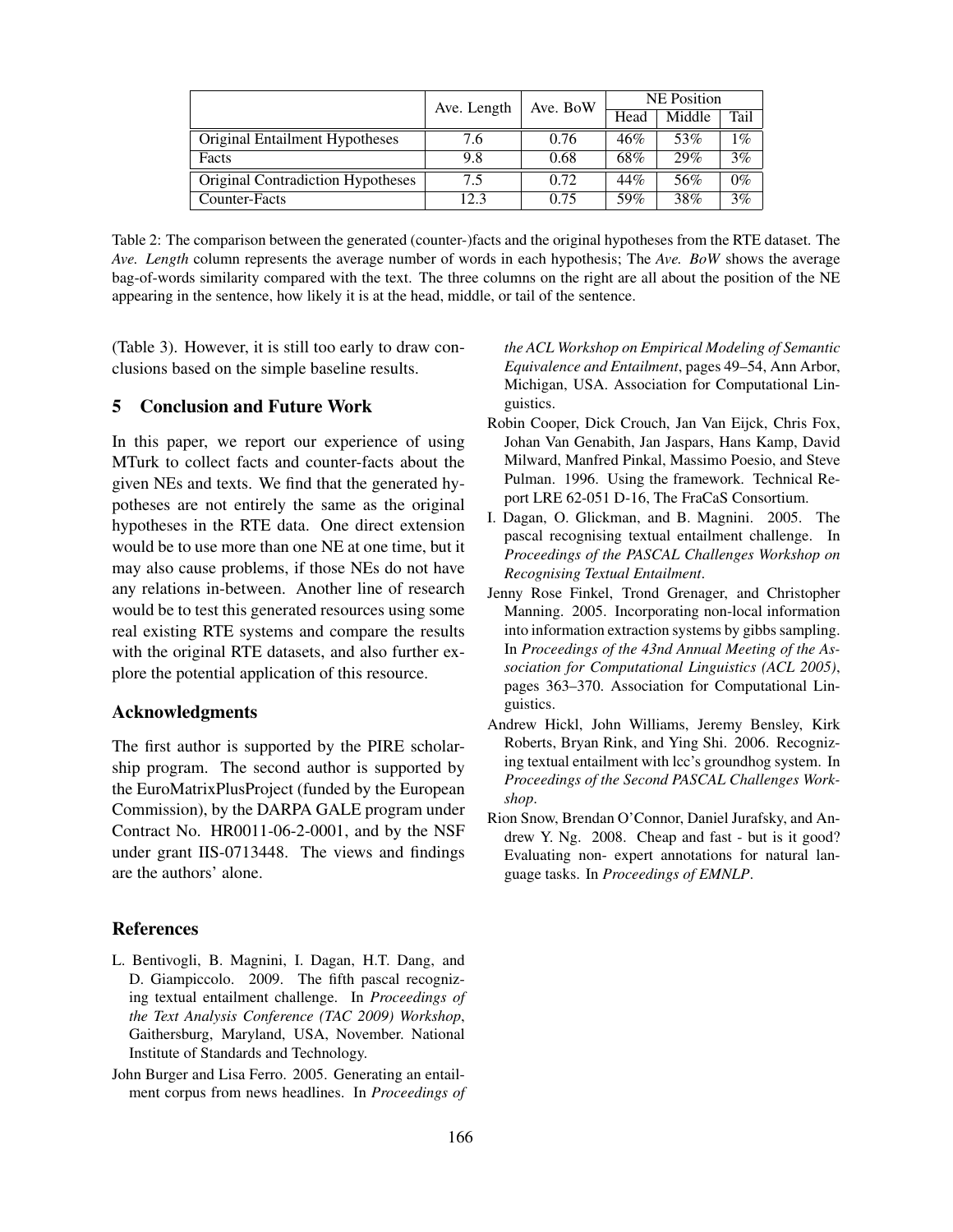| | Ave. Length | Ave. BoW | NE Position | | |
|---|---|---|---|---|---|
| | | | Head | Middle | Tail |
| Original Entailment Hypotheses | 7.6 | 0.76 | 46% | 53% | 1% |
| Facts | 9.8 | 0.68 | 68% | 29% | 3% |
| Original Contradiction Hypotheses | 7.5 | 0.72 | 44% | 56% | 0% |
| Counter-Facts | 12.3 | 0.75 | 59% | 38% | 3% |

Table 2: The comparison between the generated (counter-)facts and the original hypotheses from the RTE dataset. The *Ave. Length* column represents the average number of words in each hypothesis; The *Ave. BoW* shows the average bag-of-words similarity compared with the text. The three columns on the right are all about the position of the NE appearing in the sentence, how likely it is at the head, middle, or tail of the sentence.

(Table 3). However, it is still too early to draw conclusions based on the simple baseline results.

## 5 Conclusion and Future Work

In this paper, we report our experience of using MTurk to collect facts and counter-facts about the given NEs and texts. We find that the generated hypotheses are not entirely the same as the original hypotheses in the RTE data. One direct extension would be to use more than one NE at one time, but it may also cause problems, if those NEs do not have any relations in-between. Another line of research would be to test this generated resources using some real existing RTE systems and compare the results with the original RTE datasets, and also further explore the potential application of this resource.

## Acknowledgments

The first author is supported by the PIRE scholarship program. The second author is supported by the EuroMatrixPlusProject (funded by the European Commission), by the DARPA GALE program under Contract No. HR0011-06-2-0001, and by the NSF under grant IIS-0713448. The views and findings are the authors' alone.

## References

L. Bentivogli, B. Magnini, I. Dagan, H.T. Dang, and D. Giampiccolo. 2009. The fifth pascal recognizing textual entailment challenge. In *Proceedings of the Text Analysis Conference (TAC 2009) Workshop*, Gaithersburg, Maryland, USA, November. National Institute of Standards and Technology.

John Burger and Lisa Ferro. 2005. Generating an entailment corpus from news headlines. In *Proceedings of the ACL Workshop on Empirical Modeling of Semantic Equivalence and Entailment*, pages 49–54, Ann Arbor, Michigan, USA. Association for Computational Linguistics.

Robin Cooper, Dick Crouch, Jan Van Eijck, Chris Fox, Johan Van Genabith, Jan Jaspars, Hans Kamp, David Milward, Manfred Pinkal, Massimo Poesio, and Steve Pulman. 1996. Using the framework. Technical Report LRE 62-051 D-16, The FraCaS Consortium.

I. Dagan, O. Glickman, and B. Magnini. 2005. The pascal recognising textual entailment challenge. In *Proceedings of the PASCAL Challenges Workshop on Recognising Textual Entailment*.

Jenny Rose Finkel, Trond Grenager, and Christopher Manning. 2005. Incorporating non-local information into information extraction systems by gibbs sampling. In *Proceedings of the 43nd Annual Meeting of the Association for Computational Linguistics (ACL 2005)*, pages 363–370. Association for Computational Linguistics.

Andrew Hickl, John Williams, Jeremy Bensley, Kirk Roberts, Bryan Rink, and Ying Shi. 2006. Recognizing textual entailment with lcc's groundhog system. In *Proceedings of the Second PASCAL Challenges Workshop*.

Rion Snow, Brendan O'Connor, Daniel Jurafsky, and Andrew Y. Ng. 2008. Cheap and fast - but is it good? Evaluating non- expert annotations for natural language tasks. In *Proceedings of EMNLP*.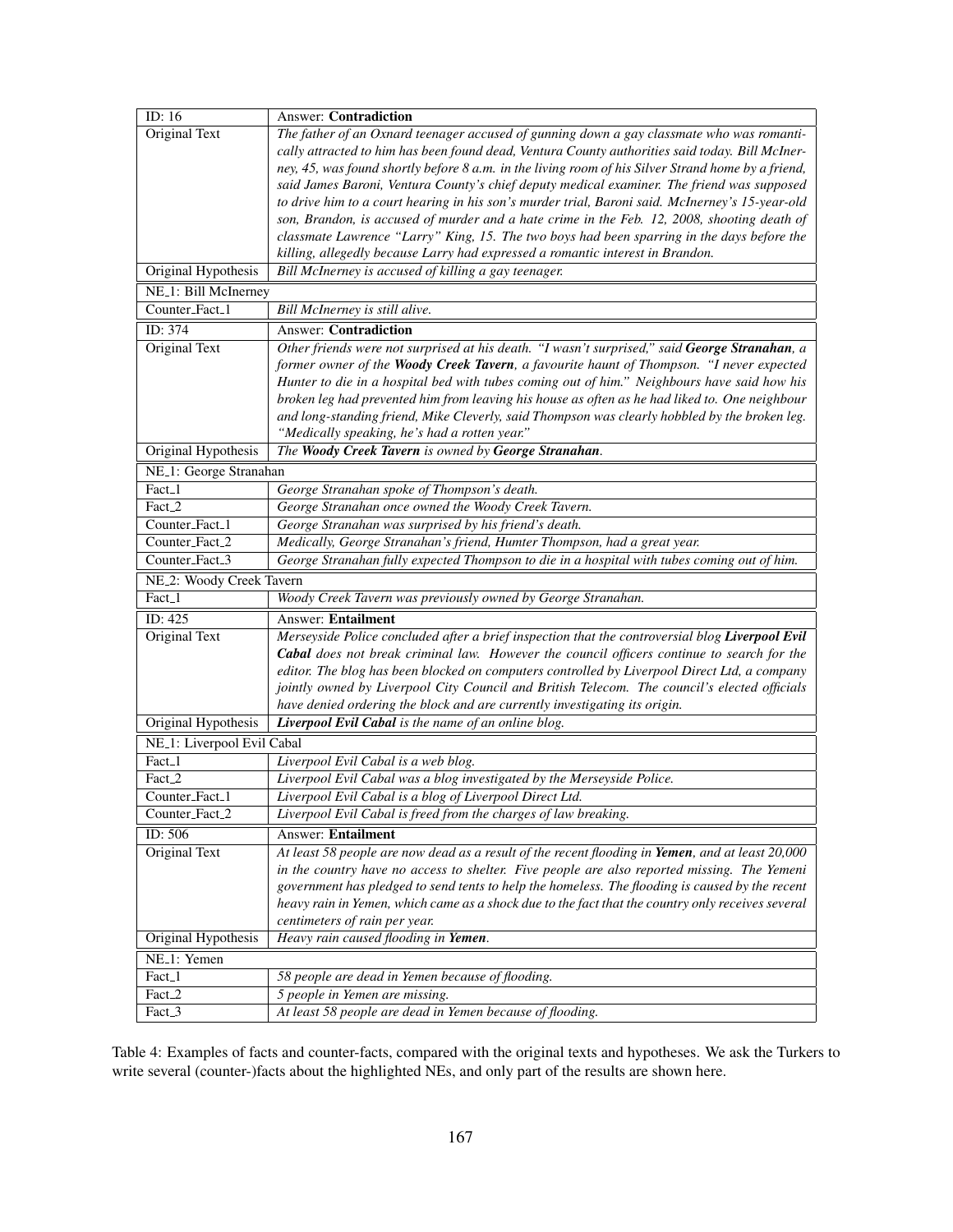| | |
|---|---|
| ID: 16 | Answer: **Contradiction** |
| Original Text | *The father of an Oxnard teenager accused of gunning down a gay classmate who was romantically attracted to him has been found dead, Ventura County authorities said today. Bill McInerney, 45, was found shortly before 8 a.m. in the living room of his Silver Strand home by a friend, said James Baroni, Ventura County's chief deputy medical examiner. The friend was supposed to drive him to a court hearing in his son's murder trial, Baroni said. McInerney's 15-year-old son, Brandon, is accused of murder and a hate crime in the Feb. 12, 2008, shooting death of classmate Lawrence "Larry" King, 15. The two boys had been sparring in the days before the killing, allegedly because Larry had expressed a romantic interest in Brandon.* |
| Original Hypothesis | *Bill McInerney is accused of killing a gay teenager.* |
| NE_1: Bill McInerney | |
| Counter_Fact_1 | *Bill McInerney is still alive.* |
| ID: 374 | Answer: **Contradiction** |
| Original Text | *Other friends were not surprised at his death. "I wasn't surprised," said **George Stranahan**, a former owner of the **Woody Creek Tavern**, a favourite haunt of Thompson. "I never expected Hunter to die in a hospital bed with tubes coming out of him." Neighbours have said how his broken leg had prevented him from leaving his house as often as he had liked to. One neighbour and long-standing friend, Mike Cleverly, said Thompson was clearly hobbled by the broken leg. "Medically speaking, he's had a rotten year."* |
| Original Hypothesis | *The **Woody Creek Tavern** is owned by **George Stranahan**.* |
| NE_1: George Stranahan | |
| Fact_1 | *George Stranahan spoke of Thompson's death.* |
| Fact_2 | *George Stranahan once owned the Woody Creek Tavern.* |
| Counter_Fact_1 | *George Stranahan was surprised by his friend's death.* |
| Counter_Fact_2 | *Medically, George Stranahan's friend, Humter Thompson, had a great year.* |
| Counter_Fact_3 | *George Stranahan fully expected Thompson to die in a hospital with tubes coming out of him.* |
| NE_2: Woody Creek Tavern | |
| Fact_1 | *Woody Creek Tavern was previously owned by George Stranahan.* |
| ID: 425 | Answer: **Entailment** |
| Original Text | *Merseyside Police concluded after a brief inspection that the controversial blog **Liverpool Evil Cabal** does not break criminal law. However the council officers continue to search for the editor. The blog has been blocked on computers controlled by Liverpool Direct Ltd, a company jointly owned by Liverpool City Council and British Telecom. The council's elected officials have denied ordering the block and are currently investigating its origin.* |
| Original Hypothesis | ***Liverpool Evil Cabal** is the name of an online blog.* |
| NE_1: Liverpool Evil Cabal | |
| Fact_1 | *Liverpool Evil Cabal is a web blog.* |
| Fact_2 | *Liverpool Evil Cabal was a blog investigated by the Merseyside Police.* |
| Counter_Fact_1 | *Liverpool Evil Cabal is a blog of Liverpool Direct Ltd.* |
| Counter_Fact_2 | *Liverpool Evil Cabal is freed from the charges of law breaking.* |
| ID: 506 | Answer: **Entailment** |
| Original Text | *At least 58 people are now dead as a result of the recent flooding in **Yemen**, and at least 20,000 in the country have no access to shelter. Five people are also reported missing. The Yemeni government has pledged to send tents to help the homeless. The flooding is caused by the recent heavy rain in Yemen, which came as a shock due to the fact that the country only receives several centimeters of rain per year.* |
| Original Hypothesis | *Heavy rain caused flooding in **Yemen**.* |
| NE_1: Yemen | |
| Fact_1 | *58 people are dead in Yemen because of flooding.* |
| Fact_2 | *5 people in Yemen are missing.* |
| Fact_3 | *At least 58 people are dead in Yemen because of flooding.* |

Table 4: Examples of facts and counter-facts, compared with the original texts and hypotheses. We ask the Turkers to write several (counter-)facts about the highlighted NEs, and only part of the results are shown here.